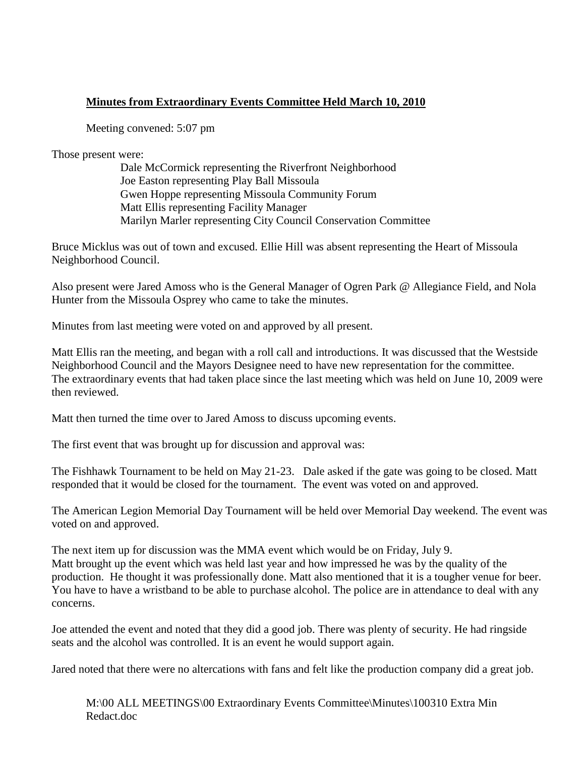**Minutes from Extraordinary Events Committee Held March 10, 2010**

Meeting convened: 5:07 pm

Those present were:

Dale McCormick representing the Riverfront Neighborhood
Joe Easton representing Play Ball Missoula
Gwen Hoppe representing Missoula Community Forum
Matt Ellis representing Facility Manager
Marilyn Marler representing City Council Conservation Committee

Bruce Micklus was out of town and excused. Ellie Hill was absent representing the Heart of Missoula Neighborhood Council.

Also present were Jared Amoss who is the General Manager of Ogren Park @ Allegiance Field, and Nola Hunter from the Missoula Osprey who came to take the minutes.

Minutes from last meeting were voted on and approved by all present.

Matt Ellis ran the meeting, and began with a roll call and introductions. It was discussed that the Westside Neighborhood Council and the Mayors Designee need to have new representation for the committee. The extraordinary events that had taken place since the last meeting which was held on June 10, 2009 were then reviewed.

Matt then turned the time over to Jared Amoss to discuss upcoming events.

The first event that was brought up for discussion and approval was:

The Fishhawk Tournament to be held on May 21-23. Dale asked if the gate was going to be closed. Matt responded that it would be closed for the tournament. The event was voted on and approved.

The American Legion Memorial Day Tournament will be held over Memorial Day weekend. The event was voted on and approved.

The next item up for discussion was the MMA event which would be on Friday, July 9.
Matt brought up the event which was held last year and how impressed he was by the quality of the production. He thought it was professionally done. Matt also mentioned that it is a tougher venue for beer. You have to have a wristband to be able to purchase alcohol. The police are in attendance to deal with any concerns.

Joe attended the event and noted that they did a good job. There was plenty of security. He had ringside seats and the alcohol was controlled. It is an event he would support again.

Jared noted that there were no altercations with fans and felt like the production company did a great job.

M:\00 ALL MEETINGS\00 Extraordinary Events Committee\Minutes\100310 Extra Min Redact.doc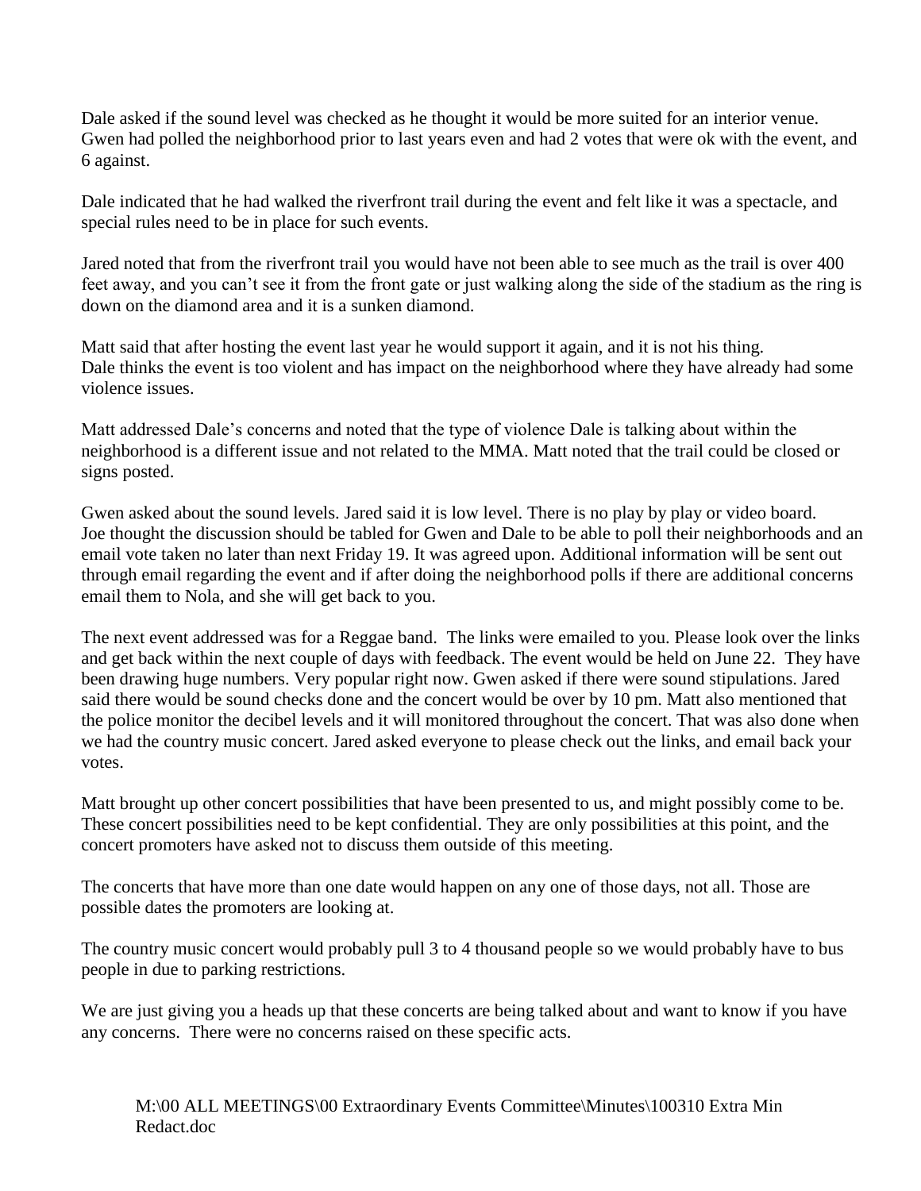Dale asked if the sound level was checked as he thought it would be more suited for an interior venue. Gwen had polled the neighborhood prior to last years even and had 2 votes that were ok with the event, and 6 against.

Dale indicated that he had walked the riverfront trail during the event and felt like it was a spectacle, and special rules need to be in place for such events.

Jared noted that from the riverfront trail you would have not been able to see much as the trail is over 400 feet away, and you can't see it from the front gate or just walking along the side of the stadium as the ring is down on the diamond area and it is a sunken diamond.

Matt said that after hosting the event last year he would support it again, and it is not his thing.
Dale thinks the event is too violent and has impact on the neighborhood where they have already had some violence issues.

Matt addressed Dale's concerns and noted that the type of violence Dale is talking about within the neighborhood is a different issue and not related to the MMA. Matt noted that the trail could be closed or signs posted.

Gwen asked about the sound levels. Jared said it is low level. There is no play by play or video board.
Joe thought the discussion should be tabled for Gwen and Dale to be able to poll their neighborhoods and an email vote taken no later than next Friday 19. It was agreed upon. Additional information will be sent out through email regarding the event and if after doing the neighborhood polls if there are additional concerns email them to Nola, and she will get back to you.

The next event addressed was for a Reggae band. The links were emailed to you. Please look over the links and get back within the next couple of days with feedback. The event would be held on June 22. They have been drawing huge numbers. Very popular right now. Gwen asked if there were sound stipulations. Jared said there would be sound checks done and the concert would be over by 10 pm. Matt also mentioned that the police monitor the decibel levels and it will monitored throughout the concert. That was also done when we had the country music concert. Jared asked everyone to please check out the links, and email back your votes.

Matt brought up other concert possibilities that have been presented to us, and might possibly come to be. These concert possibilities need to be kept confidential. They are only possibilities at this point, and the concert promoters have asked not to discuss them outside of this meeting.

The concerts that have more than one date would happen on any one of those days, not all. Those are possible dates the promoters are looking at.

The country music concert would probably pull 3 to 4 thousand people so we would probably have to bus people in due to parking restrictions.

We are just giving you a heads up that these concerts are being talked about and want to know if you have any concerns. There were no concerns raised on these specific acts.

M:\00 ALL MEETINGS\00 Extraordinary Events Committee\Minutes\100310 Extra Min Redact.doc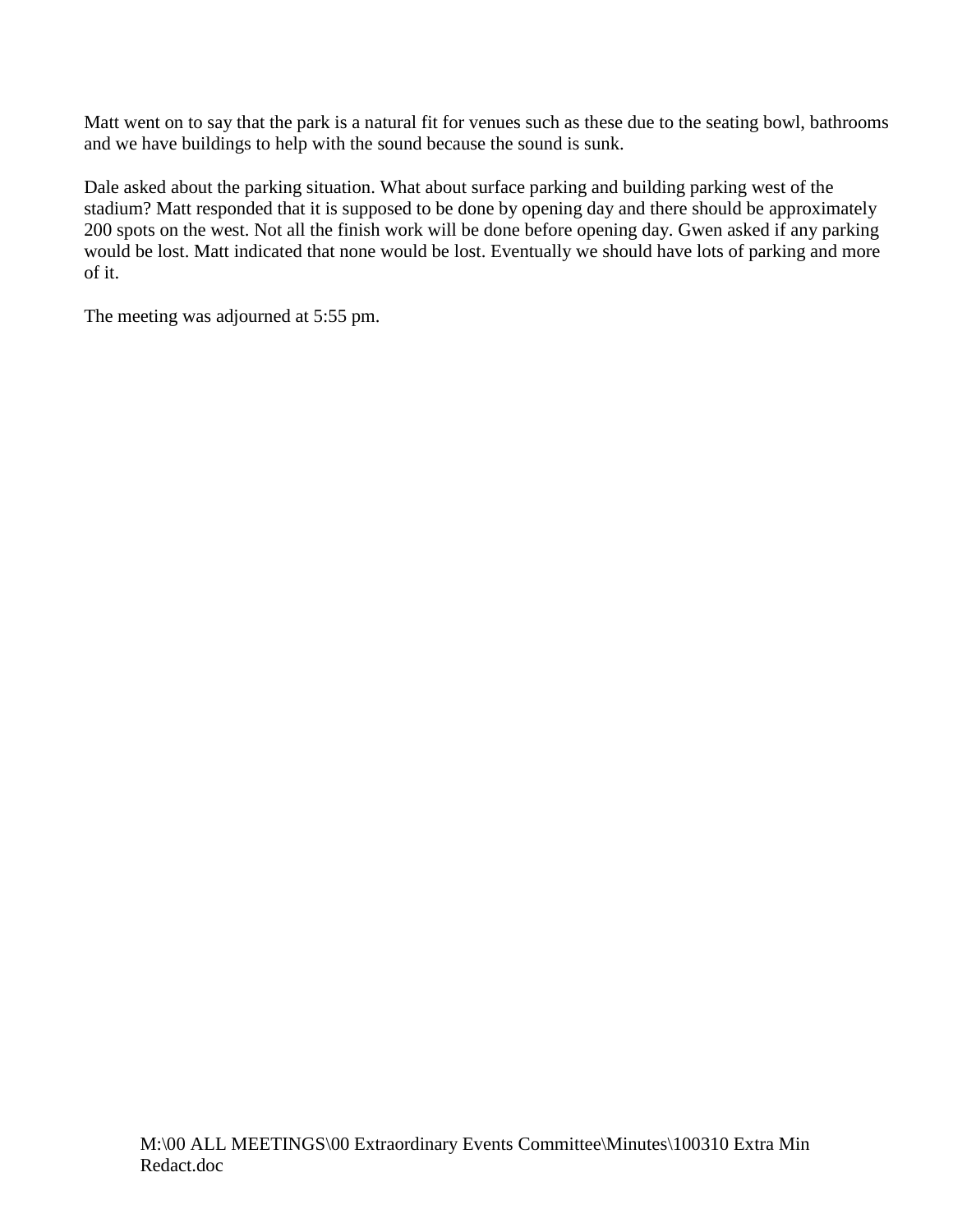Matt went on to say that the park is a natural fit for venues such as these due to the seating bowl, bathrooms and we have buildings to help with the sound because the sound is sunk.

Dale asked about the parking situation. What about surface parking and building parking west of the stadium? Matt responded that it is supposed to be done by opening day and there should be approximately 200 spots on the west. Not all the finish work will be done before opening day. Gwen asked if any parking would be lost. Matt indicated that none would be lost. Eventually we should have lots of parking and more of it.

The meeting was adjourned at 5:55 pm.